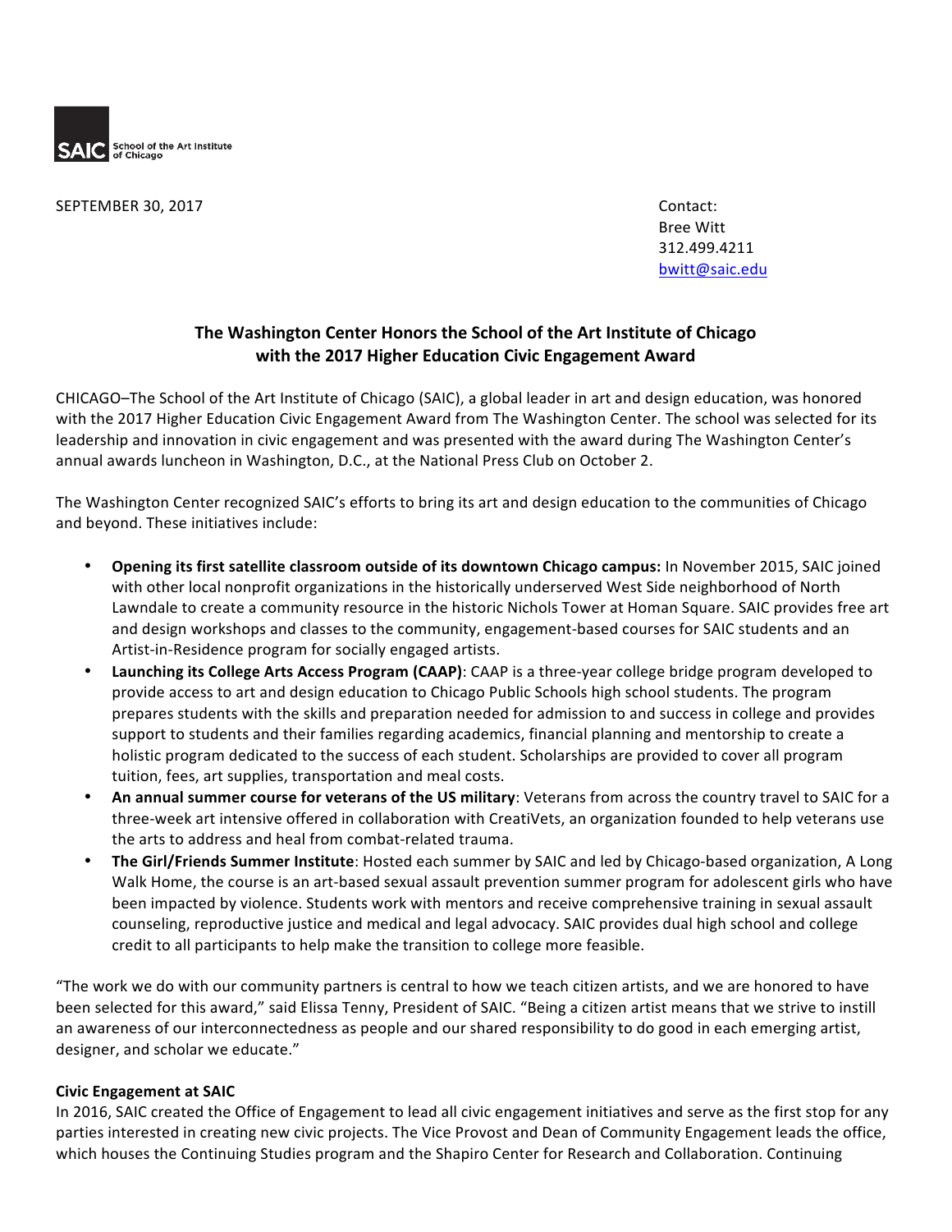SAIC School of the Art Institute of Chicago

SEPTEMBER 30, 2017

Contact:
Bree Witt
312.499.4211
bwitt@saic.edu

## The Washington Center Honors the School of the Art Institute of Chicago with the 2017 Higher Education Civic Engagement Award

CHICAGO–The School of the Art Institute of Chicago (SAIC), a global leader in art and design education, was honored with the 2017 Higher Education Civic Engagement Award from The Washington Center. The school was selected for its leadership and innovation in civic engagement and was presented with the award during The Washington Center's annual awards luncheon in Washington, D.C., at the National Press Club on October 2.

The Washington Center recognized SAIC's efforts to bring its art and design education to the communities of Chicago and beyond. These initiatives include:

- **Opening its first satellite classroom outside of its downtown Chicago campus:** In November 2015, SAIC joined with other local nonprofit organizations in the historically underserved West Side neighborhood of North Lawndale to create a community resource in the historic Nichols Tower at Homan Square. SAIC provides free art and design workshops and classes to the community, engagement-based courses for SAIC students and an Artist-in-Residence program for socially engaged artists.
- **Launching its College Arts Access Program (CAAP)**: CAAP is a three-year college bridge program developed to provide access to art and design education to Chicago Public Schools high school students. The program prepares students with the skills and preparation needed for admission to and success in college and provides support to students and their families regarding academics, financial planning and mentorship to create a holistic program dedicated to the success of each student. Scholarships are provided to cover all program tuition, fees, art supplies, transportation and meal costs.
- **An annual summer course for veterans of the US military**: Veterans from across the country travel to SAIC for a three-week art intensive offered in collaboration with CreatiVets, an organization founded to help veterans use the arts to address and heal from combat-related trauma.
- **The Girl/Friends Summer Institute**: Hosted each summer by SAIC and led by Chicago-based organization, A Long Walk Home, the course is an art-based sexual assault prevention summer program for adolescent girls who have been impacted by violence. Students work with mentors and receive comprehensive training in sexual assault counseling, reproductive justice and medical and legal advocacy. SAIC provides dual high school and college credit to all participants to help make the transition to college more feasible.

"The work we do with our community partners is central to how we teach citizen artists, and we are honored to have been selected for this award," said Elissa Tenny, President of SAIC. "Being a citizen artist means that we strive to instill an awareness of our interconnectedness as people and our shared responsibility to do good in each emerging artist, designer, and scholar we educate."

**Civic Engagement at SAIC**

In 2016, SAIC created the Office of Engagement to lead all civic engagement initiatives and serve as the first stop for any parties interested in creating new civic projects. The Vice Provost and Dean of Community Engagement leads the office, which houses the Continuing Studies program and the Shapiro Center for Research and Collaboration. Continuing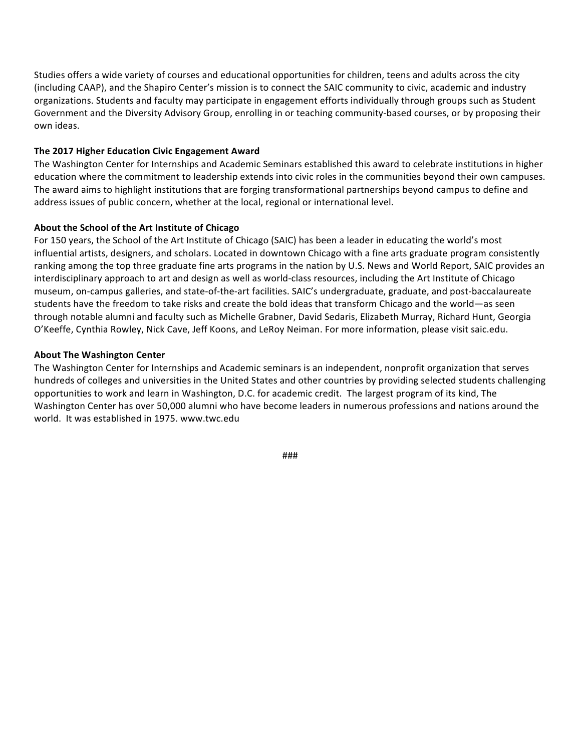Studies offers a wide variety of courses and educational opportunities for children, teens and adults across the city (including CAAP), and the Shapiro Center's mission is to connect the SAIC community to civic, academic and industry organizations. Students and faculty may participate in engagement efforts individually through groups such as Student Government and the Diversity Advisory Group, enrolling in or teaching community-based courses, or by proposing their own ideas.

**The 2017 Higher Education Civic Engagement Award**

The Washington Center for Internships and Academic Seminars established this award to celebrate institutions in higher education where the commitment to leadership extends into civic roles in the communities beyond their own campuses. The award aims to highlight institutions that are forging transformational partnerships beyond campus to define and address issues of public concern, whether at the local, regional or international level.

**About the School of the Art Institute of Chicago**

For 150 years, the School of the Art Institute of Chicago (SAIC) has been a leader in educating the world's most influential artists, designers, and scholars. Located in downtown Chicago with a fine arts graduate program consistently ranking among the top three graduate fine arts programs in the nation by U.S. News and World Report, SAIC provides an interdisciplinary approach to art and design as well as world-class resources, including the Art Institute of Chicago museum, on-campus galleries, and state-of-the-art facilities. SAIC's undergraduate, graduate, and post-baccalaureate students have the freedom to take risks and create the bold ideas that transform Chicago and the world—as seen through notable alumni and faculty such as Michelle Grabner, David Sedaris, Elizabeth Murray, Richard Hunt, Georgia O'Keeffe, Cynthia Rowley, Nick Cave, Jeff Koons, and LeRoy Neiman. For more information, please visit saic.edu.

**About The Washington Center**

The Washington Center for Internships and Academic seminars is an independent, nonprofit organization that serves hundreds of colleges and universities in the United States and other countries by providing selected students challenging opportunities to work and learn in Washington, D.C. for academic credit. The largest program of its kind, The Washington Center has over 50,000 alumni who have become leaders in numerous professions and nations around the world. It was established in 1975. www.twc.edu

###